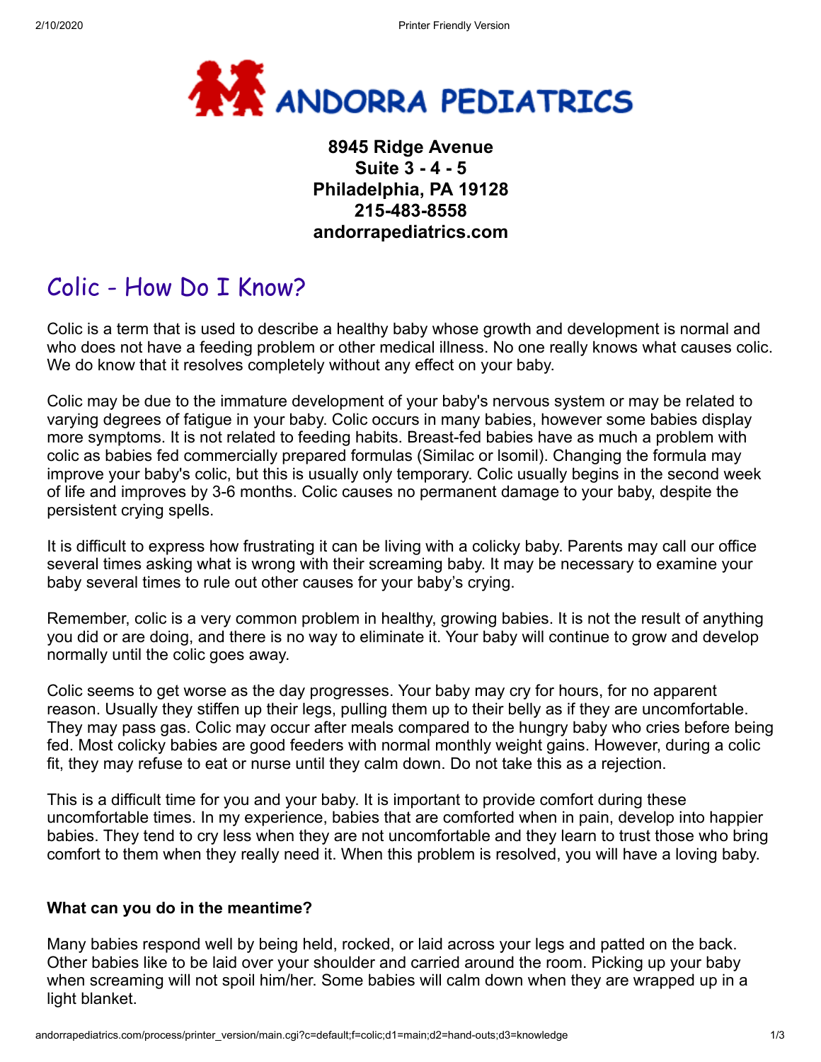# ANDORRA PEDIATRICS

**8945 Ridge Avenue**
**Suite 3 - 4 - 5**
**Philadelphia, PA 19128**
**215-483-8558**
**andorrapediatrics.com**

## Colic - How Do I Know?

Colic is a term that is used to describe a healthy baby whose growth and development is normal and who does not have a feeding problem or other medical illness. No one really knows what causes colic. We do know that it resolves completely without any effect on your baby.

Colic may be due to the immature development of your baby's nervous system or may be related to varying degrees of fatigue in your baby. Colic occurs in many babies, however some babies display more symptoms. It is not related to feeding habits. Breast-fed babies have as much a problem with colic as babies fed commercially prepared formulas (Similac or Isomil). Changing the formula may improve your baby's colic, but this is usually only temporary. Colic usually begins in the second week of life and improves by 3-6 months. Colic causes no permanent damage to your baby, despite the persistent crying spells.

It is difficult to express how frustrating it can be living with a colicky baby. Parents may call our office several times asking what is wrong with their screaming baby. It may be necessary to examine your baby several times to rule out other causes for your baby's crying.

Remember, colic is a very common problem in healthy, growing babies. It is not the result of anything you did or are doing, and there is no way to eliminate it. Your baby will continue to grow and develop normally until the colic goes away.

Colic seems to get worse as the day progresses. Your baby may cry for hours, for no apparent reason. Usually they stiffen up their legs, pulling them up to their belly as if they are uncomfortable. They may pass gas. Colic may occur after meals compared to the hungry baby who cries before being fed. Most colicky babies are good feeders with normal monthly weight gains. However, during a colic fit, they may refuse to eat or nurse until they calm down. Do not take this as a rejection.

This is a difficult time for you and your baby. It is important to provide comfort during these uncomfortable times. In my experience, babies that are comforted when in pain, develop into happier babies. They tend to cry less when they are not uncomfortable and they learn to trust those who bring comfort to them when they really need it. When this problem is resolved, you will have a loving baby.

**What can you do in the meantime?**

Many babies respond well by being held, rocked, or laid across your legs and patted on the back. Other babies like to be laid over your shoulder and carried around the room. Picking up your baby when screaming will not spoil him/her. Some babies will calm down when they are wrapped up in a light blanket.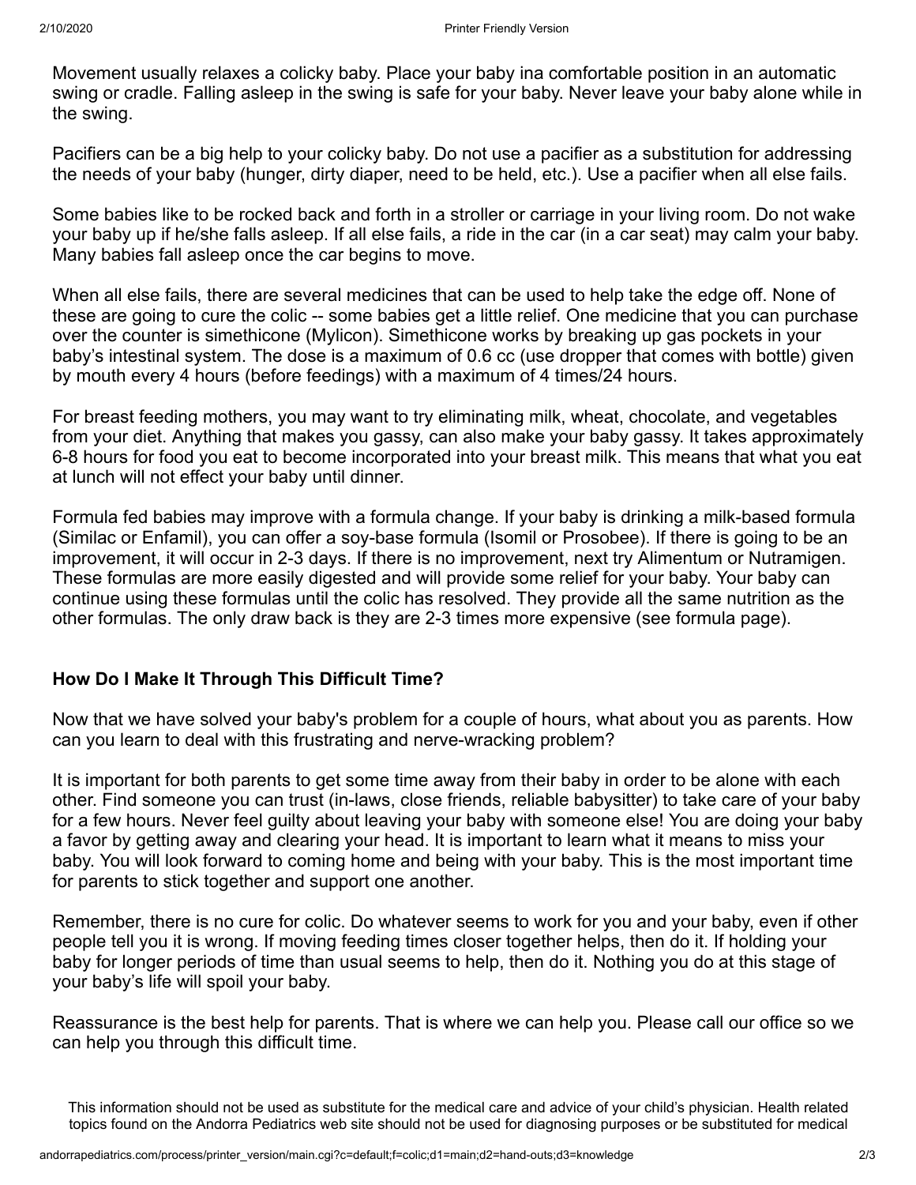Movement usually relaxes a colicky baby. Place your baby ina comfortable position in an automatic swing or cradle. Falling asleep in the swing is safe for your baby. Never leave your baby alone while in the swing.

Pacifiers can be a big help to your colicky baby. Do not use a pacifier as a substitution for addressing the needs of your baby (hunger, dirty diaper, need to be held, etc.). Use a pacifier when all else fails.

Some babies like to be rocked back and forth in a stroller or carriage in your living room. Do not wake your baby up if he/she falls asleep. If all else fails, a ride in the car (in a car seat) may calm your baby. Many babies fall asleep once the car begins to move.

When all else fails, there are several medicines that can be used to help take the edge off. None of these are going to cure the colic -- some babies get a little relief. One medicine that you can purchase over the counter is simethicone (Mylicon). Simethicone works by breaking up gas pockets in your baby's intestinal system. The dose is a maximum of 0.6 cc (use dropper that comes with bottle) given by mouth every 4 hours (before feedings) with a maximum of 4 times/24 hours.

For breast feeding mothers, you may want to try eliminating milk, wheat, chocolate, and vegetables from your diet. Anything that makes you gassy, can also make your baby gassy. It takes approximately 6-8 hours for food you eat to become incorporated into your breast milk. This means that what you eat at lunch will not effect your baby until dinner.

Formula fed babies may improve with a formula change. If your baby is drinking a milk-based formula (Similac or Enfamil), you can offer a soy-base formula (Isomil or Prosobee). If there is going to be an improvement, it will occur in 2-3 days. If there is no improvement, next try Alimentum or Nutramigen. These formulas are more easily digested and will provide some relief for your baby. Your baby can continue using these formulas until the colic has resolved. They provide all the same nutrition as the other formulas. The only draw back is they are 2-3 times more expensive (see formula page).

### How Do I Make It Through This Difficult Time?

Now that we have solved your baby's problem for a couple of hours, what about you as parents. How can you learn to deal with this frustrating and nerve-wracking problem?

It is important for both parents to get some time away from their baby in order to be alone with each other. Find someone you can trust (in-laws, close friends, reliable babysitter) to take care of your baby for a few hours. Never feel guilty about leaving your baby with someone else! You are doing your baby a favor by getting away and clearing your head. It is important to learn what it means to miss your baby. You will look forward to coming home and being with your baby. This is the most important time for parents to stick together and support one another.

Remember, there is no cure for colic. Do whatever seems to work for you and your baby, even if other people tell you it is wrong. If moving feeding times closer together helps, then do it. If holding your baby for longer periods of time than usual seems to help, then do it. Nothing you do at this stage of your baby's life will spoil your baby.

Reassurance is the best help for parents. That is where we can help you. Please call our office so we can help you through this difficult time.

This information should not be used as substitute for the medical care and advice of your child's physician. Health related topics found on the Andorra Pediatrics web site should not be used for diagnosing purposes or be substituted for medical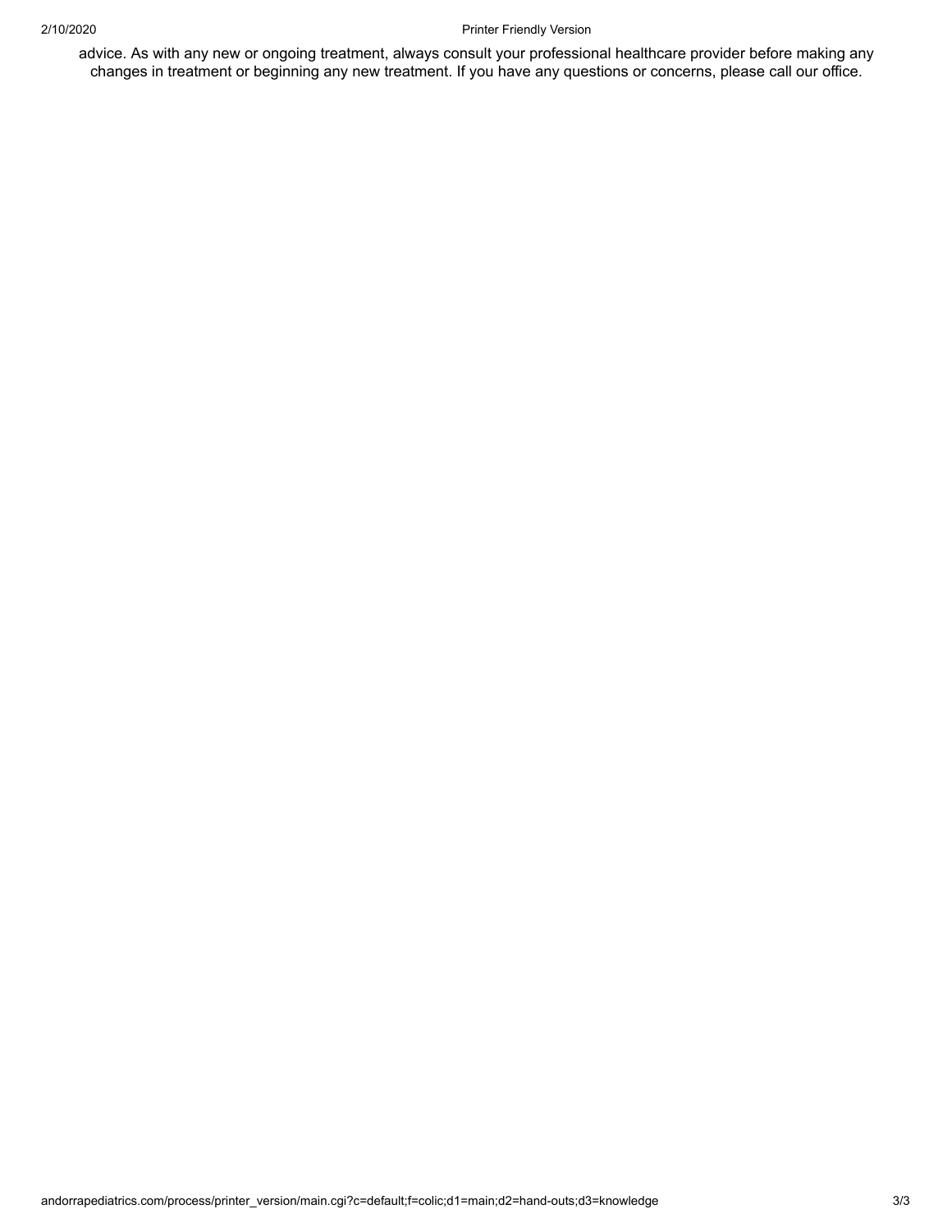advice. As with any new or ongoing treatment, always consult your professional healthcare provider before making any changes in treatment or beginning any new treatment. If you have any questions or concerns, please call our office.